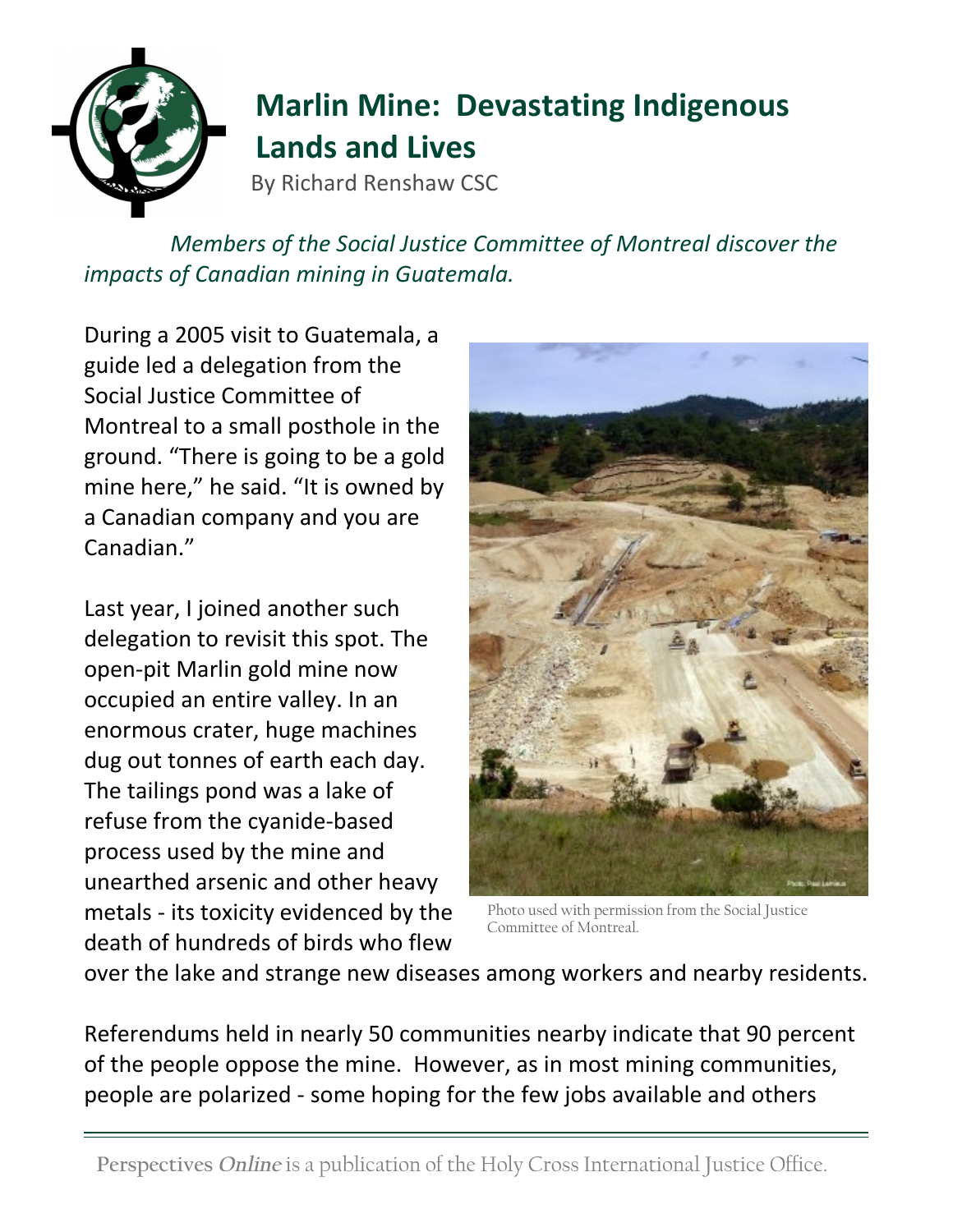# Marlin Mine: Devastating Indigenous Lands and Lives

By Richard Renshaw CSC

*Members of the Social Justice Committee of Montreal discover the impacts of Canadian mining in Guatemala.*

During a 2005 visit to Guatemala, a guide led a delegation from the Social Justice Committee of Montreal to a small posthole in the ground. "There is going to be a gold mine here," he said. "It is owned by a Canadian company and you are Canadian."

Last year, I joined another such delegation to revisit this spot. The open-pit Marlin gold mine now occupied an entire valley. In an enormous crater, huge machines dug out tonnes of earth each day. The tailings pond was a lake of refuse from the cyanide-based process used by the mine and unearthed arsenic and other heavy metals - its toxicity evidenced by the death of hundreds of birds who flew over the lake and strange new diseases among workers and nearby residents.

Photo used with permission from the Social Justice Committee of Montreal.

Referendums held in nearly 50 communities nearby indicate that 90 percent of the people oppose the mine. However, as in most mining communities, people are polarized - some hoping for the few jobs available and others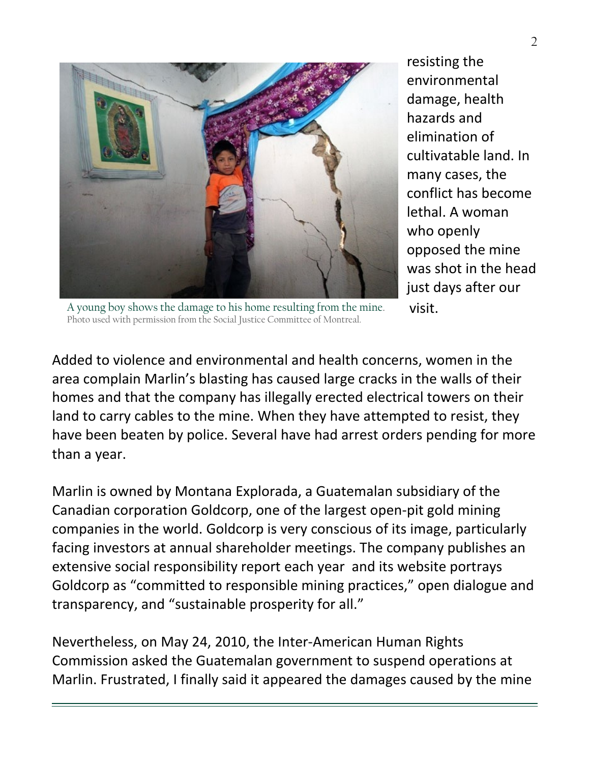resisting the environmental damage, health hazards and elimination of cultivatable land. In many cases, the conflict has become lethal. A woman who openly opposed the mine was shot in the head just days after our visit.

A young boy shows the damage to his home resulting from the mine.
Photo used with permission from the Social Justice Committee of Montreal.

Added to violence and environmental and health concerns, women in the area complain Marlin's blasting has caused large cracks in the walls of their homes and that the company has illegally erected electrical towers on their land to carry cables to the mine. When they have attempted to resist, they have been beaten by police. Several have had arrest orders pending for more than a year.

Marlin is owned by Montana Explorada, a Guatemalan subsidiary of the Canadian corporation Goldcorp, one of the largest open-pit gold mining companies in the world. Goldcorp is very conscious of its image, particularly facing investors at annual shareholder meetings. The company publishes an extensive social responsibility report each year and its website portrays Goldcorp as "committed to responsible mining practices," open dialogue and transparency, and "sustainable prosperity for all."

Nevertheless, on May 24, 2010, the Inter-American Human Rights Commission asked the Guatemalan government to suspend operations at Marlin. Frustrated, I finally said it appeared the damages caused by the mine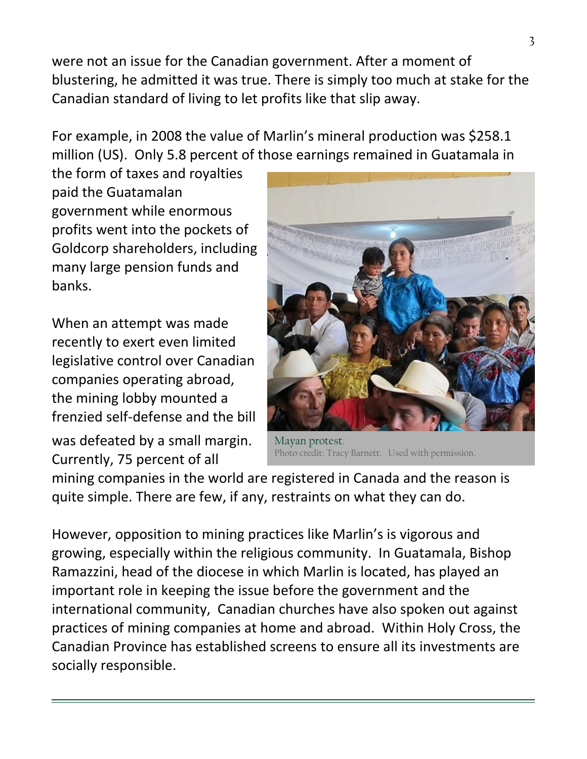were not an issue for the Canadian government. After a moment of blustering, he admitted it was true. There is simply too much at stake for the Canadian standard of living to let profits like that slip away.

For example, in 2008 the value of Marlin's mineral production was $258.1 million (US). Only 5.8 percent of those earnings remained in Guatamala in the form of taxes and royalties paid the Guatamalan government while enormous profits went into the pockets of Goldcorp shareholders, including many large pension funds and banks.

When an attempt was made recently to exert even limited legislative control over Canadian companies operating abroad, the mining lobby mounted a frenzied self-defense and the bill was defeated by a small margin. Currently, 75 percent of all mining companies in the world are registered in Canada and the reason is quite simple. There are few, if any, restraints on what they can do.

Mayan protest.
Photo credit: Tracy Barnett. Used with permission.

However, opposition to mining practices like Marlin's is vigorous and growing, especially within the religious community. In Guatamala, Bishop Ramazzini, head of the diocese in which Marlin is located, has played an important role in keeping the issue before the government and the international community, Canadian churches have also spoken out against practices of mining companies at home and abroad. Within Holy Cross, the Canadian Province has established screens to ensure all its investments are socially responsible.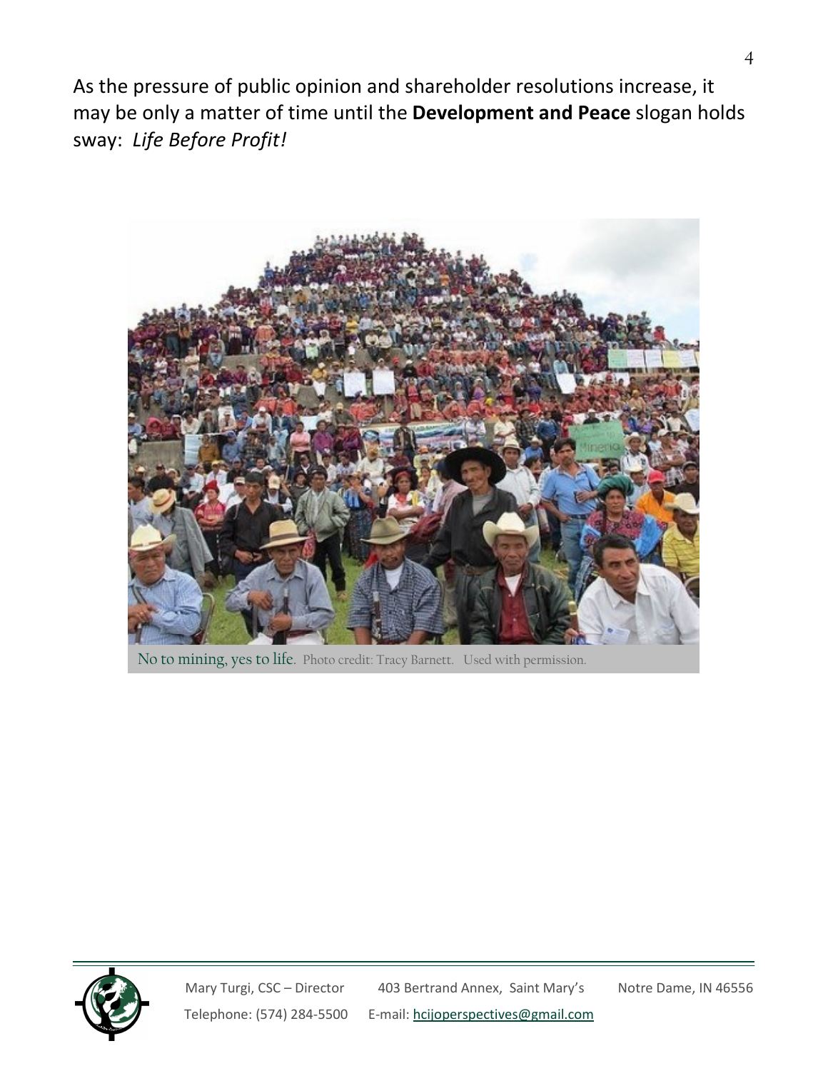As the pressure of public opinion and shareholder resolutions increase, it may be only a matter of time until the **Development and Peace** slogan holds sway: *Life Before Profit!*

No to mining, yes to life. Photo credit: Tracy Barnett. Used with permission.

Mary Turgi, CSC – Director 403 Bertrand Annex, Saint Mary's Notre Dame, IN 46556

Telephone: (574) 284-5500 E-mail: hcijoperspectives@gmail.com